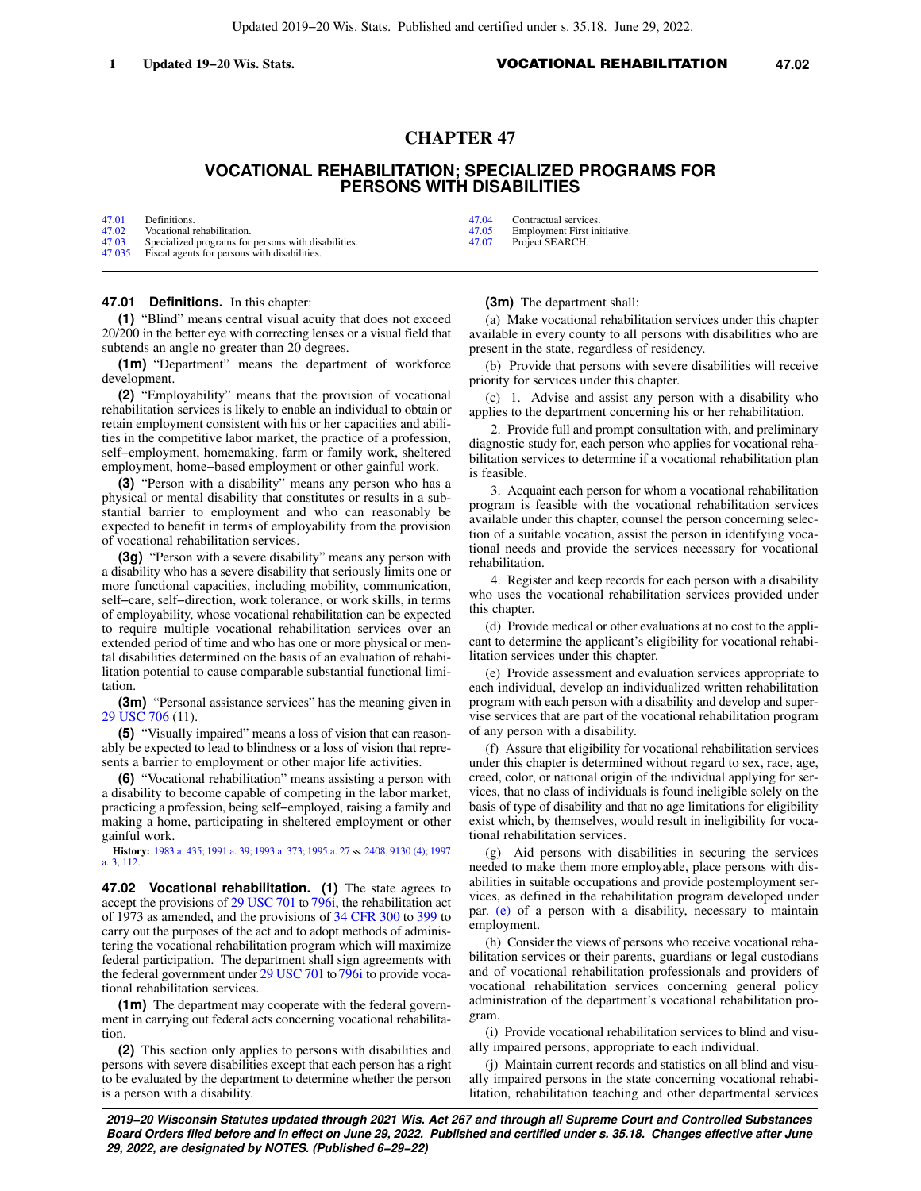# CHAPTER 47

## VOCATIONAL REHABILITATION; SPECIALIZED PROGRAMS FOR PERSONS WITH DISABILITIES

| | |
|---|---|
| 47.01 | Definitions. |
| 47.02 | Vocational rehabilitation. |
| 47.03 | Specialized programs for persons with disabilities. |
| 47.035 | Fiscal agents for persons with disabilities. |
| 47.04 | Contractual services. |
| 47.05 | Employment First initiative. |
| 47.07 | Project SEARCH. |

**47.01 Definitions.** In this chapter:

**(1)** "Blind" means central visual acuity that does not exceed 20/200 in the better eye with correcting lenses or a visual field that subtends an angle no greater than 20 degrees.

**(1m)** "Department" means the department of workforce development.

**(2)** "Employability" means that the provision of vocational rehabilitation services is likely to enable an individual to obtain or retain employment consistent with his or her capacities and abilities in the competitive labor market, the practice of a profession, self−employment, homemaking, farm or family work, sheltered employment, home−based employment or other gainful work.

**(3)** "Person with a disability" means any person who has a physical or mental disability that constitutes or results in a substantial barrier to employment and who can reasonably be expected to benefit in terms of employability from the provision of vocational rehabilitation services.

**(3g)** "Person with a severe disability" means any person with a disability who has a severe disability that seriously limits one or more functional capacities, including mobility, communication, self−care, self−direction, work tolerance, or work skills, in terms of employability, whose vocational rehabilitation can be expected to require multiple vocational rehabilitation services over an extended period of time and who has one or more physical or mental disabilities determined on the basis of an evaluation of rehabilitation potential to cause comparable substantial functional limitation.

**(3m)** "Personal assistance services" has the meaning given in 29 USC 706 (11).

**(5)** "Visually impaired" means a loss of vision that can reasonably be expected to lead to blindness or a loss of vision that represents a barrier to employment or other major life activities.

**(6)** "Vocational rehabilitation" means assisting a person with a disability to become capable of competing in the labor market, practicing a profession, being self−employed, raising a family and making a home, participating in sheltered employment or other gainful work.

**History:** 1983 a. 435; 1991 a. 39; 1993 a. 373; 1995 a. 27 ss. 2408, 9130 (4); 1997 a. 3, 112.

**47.02 Vocational rehabilitation. (1)** The state agrees to accept the provisions of 29 USC 701 to 796i, the rehabilitation act of 1973 as amended, and the provisions of 34 CFR 300 to 399 to carry out the purposes of the act and to adopt methods of administering the vocational rehabilitation program which will maximize federal participation. The department shall sign agreements with the federal government under 29 USC 701 to 796i to provide vocational rehabilitation services.

**(1m)** The department may cooperate with the federal government in carrying out federal acts concerning vocational rehabilitation.

**(2)** This section only applies to persons with disabilities and persons with severe disabilities except that each person has a right to be evaluated by the department to determine whether the person is a person with a disability.

**(3m)** The department shall:

(a) Make vocational rehabilitation services under this chapter available in every county to all persons with disabilities who are present in the state, regardless of residency.

(b) Provide that persons with severe disabilities will receive priority for services under this chapter.

(c) 1. Advise and assist any person with a disability who applies to the department concerning his or her rehabilitation.

2. Provide full and prompt consultation with, and preliminary diagnostic study for, each person who applies for vocational rehabilitation services to determine if a vocational rehabilitation plan is feasible.

3. Acquaint each person for whom a vocational rehabilitation program is feasible with the vocational rehabilitation services available under this chapter, counsel the person concerning selection of a suitable vocation, assist the person in identifying vocational needs and provide the services necessary for vocational rehabilitation.

4. Register and keep records for each person with a disability who uses the vocational rehabilitation services provided under this chapter.

(d) Provide medical or other evaluations at no cost to the applicant to determine the applicant's eligibility for vocational rehabilitation services under this chapter.

(e) Provide assessment and evaluation services appropriate to each individual, develop an individualized written rehabilitation program with each person with a disability and develop and supervise services that are part of the vocational rehabilitation program of any person with a disability.

(f) Assure that eligibility for vocational rehabilitation services under this chapter is determined without regard to sex, race, age, creed, color, or national origin of the individual applying for services, that no class of individuals is found ineligible solely on the basis of type of disability and that no age limitations for eligibility exist which, by themselves, would result in ineligibility for vocational rehabilitation services.

(g) Aid persons with disabilities in securing the services needed to make them more employable, place persons with disabilities in suitable occupations and provide postemployment services, as defined in the rehabilitation program developed under par. (e) of a person with a disability, necessary to maintain employment.

(h) Consider the views of persons who receive vocational rehabilitation services or their parents, guardians or legal custodians and of vocational rehabilitation professionals and providers of vocational rehabilitation services concerning general policy administration of the department's vocational rehabilitation program.

(i) Provide vocational rehabilitation services to blind and visually impaired persons, appropriate to each individual.

(j) Maintain current records and statistics on all blind and visually impaired persons in the state concerning vocational rehabilitation, rehabilitation teaching and other departmental services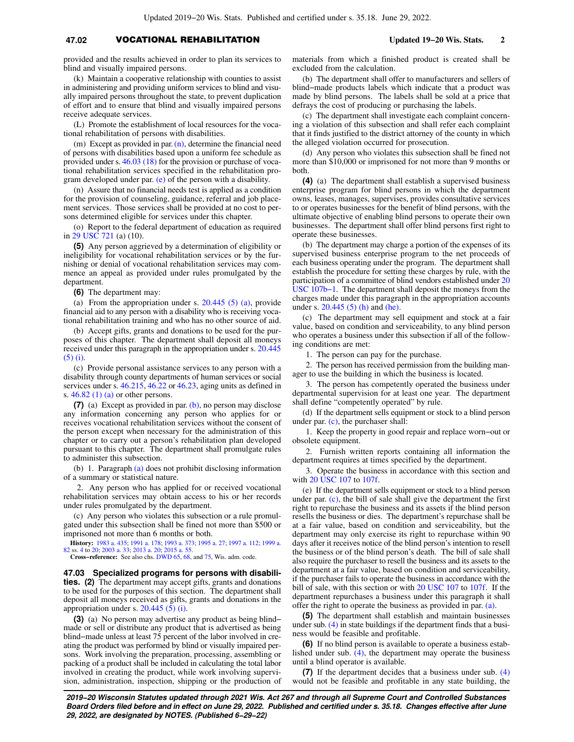provided and the results achieved in order to plan its services to blind and visually impaired persons.

(k) Maintain a cooperative relationship with counties to assist in administering and providing uniform services to blind and visually impaired persons throughout the state, to prevent duplication of effort and to ensure that blind and visually impaired persons receive adequate services.

(L) Promote the establishment of local resources for the vocational rehabilitation of persons with disabilities.

(m) Except as provided in par. (n), determine the financial need of persons with disabilities based upon a uniform fee schedule as provided under s. 46.03 (18) for the provision or purchase of vocational rehabilitation services specified in the rehabilitation program developed under par. (e) of the person with a disability.

(n) Assure that no financial needs test is applied as a condition for the provision of counseling, guidance, referral and job placement services. Those services shall be provided at no cost to persons determined eligible for services under this chapter.

(o) Report to the federal department of education as required in 29 USC 721 (a) (10).

**(5)** Any person aggrieved by a determination of eligibility or ineligibility for vocational rehabilitation services or by the furnishing or denial of vocational rehabilitation services may commence an appeal as provided under rules promulgated by the department.

**(6)** The department may:

(a) From the appropriation under s. 20.445 (5) (a), provide financial aid to any person with a disability who is receiving vocational rehabilitation training and who has no other source of aid.

(b) Accept gifts, grants and donations to be used for the purposes of this chapter. The department shall deposit all moneys received under this paragraph in the appropriation under s. 20.445 (5) (i).

(c) Provide personal assistance services to any person with a disability through county departments of human services or social services under s. 46.215, 46.22 or 46.23, aging units as defined in s. 46.82 (1) (a) or other persons.

**(7)** (a) Except as provided in par. (b), no person may disclose any information concerning any person who applies for or receives vocational rehabilitation services without the consent of the person except when necessary for the administration of this chapter or to carry out a person's rehabilitation plan developed pursuant to this chapter. The department shall promulgate rules to administer this subsection.

(b) 1. Paragraph (a) does not prohibit disclosing information of a summary or statistical nature.

2. Any person who has applied for or received vocational rehabilitation services may obtain access to his or her records under rules promulgated by the department.

(c) Any person who violates this subsection or a rule promulgated under this subsection shall be fined not more than $500 or imprisoned not more than 6 months or both.

**History:** 1983 a. 435; 1991 a. 178; 1993 a. 373; 1995 a. 27; 1997 a. 112; 1999 a. 82 ss. 4 to 20; 2003 a. 33; 2013 a. 20; 2015 a. 55.

**Cross−reference:** See also chs. DWD 65, 68, and 75, Wis. adm. code.

**47.03 Specialized programs for persons with disabilities.** **(2)** The department may accept gifts, grants and donations to be used for the purposes of this section. The department shall deposit all moneys received as gifts, grants and donations in the appropriation under s. 20.445 (5) (i).

**(3)** (a) No person may advertise any product as being blind−made or sell or distribute any product that is advertised as being blind−made unless at least 75 percent of the labor involved in creating the product was performed by blind or visually impaired persons. Work involving the preparation, processing, assembling or packing of a product shall be included in calculating the total labor involved in creating the product, while work involving supervision, administration, inspection, shipping or the production of materials from which a finished product is created shall be excluded from the calculation.

(b) The department shall offer to manufacturers and sellers of blind−made products labels which indicate that a product was made by blind persons. The labels shall be sold at a price that defrays the cost of producing or purchasing the labels.

(c) The department shall investigate each complaint concerning a violation of this subsection and shall refer each complaint that it finds justified to the district attorney of the county in which the alleged violation occurred for prosecution.

(d) Any person who violates this subsection shall be fined not more than $10,000 or imprisoned for not more than 9 months or both.

**(4)** (a) The department shall establish a supervised business enterprise program for blind persons in which the department owns, leases, manages, supervises, provides consultative services to or operates businesses for the benefit of blind persons, with the ultimate objective of enabling blind persons to operate their own businesses. The department shall offer blind persons first right to operate these businesses.

(b) The department may charge a portion of the expenses of its supervised business enterprise program to the net proceeds of each business operating under the program. The department shall establish the procedure for setting these charges by rule, with the participation of a committee of blind vendors established under 20 USC 107b−1. The department shall deposit the moneys from the charges made under this paragraph in the appropriation accounts under s. 20.445 (5) (h) and (he).

(c) The department may sell equipment and stock at a fair value, based on condition and serviceability, to any blind person who operates a business under this subsection if all of the following conditions are met:

1. The person can pay for the purchase.

2. The person has received permission from the building manager to use the building in which the business is located.

3. The person has competently operated the business under departmental supervision for at least one year. The department shall define "competently operated" by rule.

(d) If the department sells equipment or stock to a blind person under par. (c), the purchaser shall:

1. Keep the property in good repair and replace worn−out or obsolete equipment.

2. Furnish written reports containing all information the department requires at times specified by the department.

3. Operate the business in accordance with this section and with 20 USC 107 to 107f.

(e) If the department sells equipment or stock to a blind person under par. (c), the bill of sale shall give the department the first right to repurchase the business and its assets if the blind person resells the business or dies. The department's repurchase shall be at a fair value, based on condition and serviceability, but the department may only exercise its right to repurchase within 90 days after it receives notice of the blind person's intention to resell the business or of the blind person's death. The bill of sale shall also require the purchaser to resell the business and its assets to the department at a fair value, based on condition and serviceability, if the purchaser fails to operate the business in accordance with the bill of sale, with this section or with 20 USC 107 to 107f. If the department repurchases a business under this paragraph it shall offer the right to operate the business as provided in par. (a).

**(5)** The department shall establish and maintain businesses under sub. (4) in state buildings if the department finds that a business would be feasible and profitable.

**(6)** If no blind person is available to operate a business established under sub. (4), the department may operate the business until a blind operator is available.

**(7)** If the department decides that a business under sub. (4) would not be feasible and profitable in any state building, the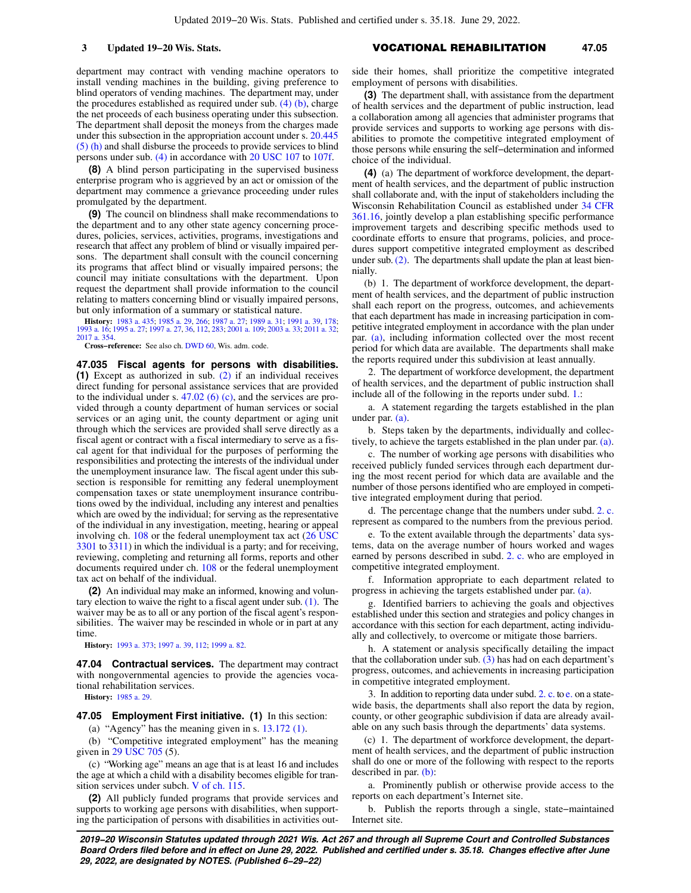department may contract with vending machine operators to install vending machines in the building, giving preference to blind operators of vending machines. The department may, under the procedures established as required under sub. (4) (b), charge the net proceeds of each business operating under this subsection. The department shall deposit the moneys from the charges made under this subsection in the appropriate account under s. 20.445 (5) (h) and shall disburse the proceeds to provide services to blind persons under sub. (4) in accordance with 20 USC 107 to 107f.

**(8)** A blind person participating in the supervised business enterprise program who is aggrieved by an act or omission of the department may commence a grievance proceeding under rules promulgated by the department.

**(9)** The council on blindness shall make recommendations to the department and to any other state agency concerning procedures, policies, services, activities, programs, investigations and research that affect any problem of blind or visually impaired persons. The department shall consult with the council concerning its programs that affect blind or visually impaired persons; the council may initiate consultations with the department. Upon request the department shall provide information to the council relating to matters concerning blind or visually impaired persons, but only information of a summary or statistical nature.

**History:** 1983 a. 435; 1985 a. 29, 266; 1987 a. 27; 1989 a. 31; 1991 a. 39, 178; 1993 a. 16; 1995 a. 27; 1997 a. 27, 36, 112, 283; 2001 a. 109; 2003 a. 33; 2011 a. 32; 2017 a. 354.

**Cross−reference:** See also ch. DWD 60, Wis. adm. code.

**47.035 Fiscal agents for persons with disabilities. (1)** Except as authorized in sub. (2) if an individual receives direct funding for personal assistance services that are provided to the individual under s. 47.02 (6) (c), and the services are provided through a county department of human services or social services or an aging unit, the county department or aging unit through which the services are provided shall serve directly as a fiscal agent or contract with a fiscal intermediary to serve as a fiscal agent for that individual for the purposes of performing the responsibilities and protecting the interests of the individual under the unemployment insurance law. The fiscal agent under this subsection is responsible for remitting any federal unemployment compensation taxes or state unemployment insurance contributions owed by the individual, including any interest and penalties which are owed by the individual; for serving as the representative of the individual in any investigation, meeting, hearing or appeal involving ch. 108 or the federal unemployment tax act (26 USC 3301 to 3311) in which the individual is a party; and for receiving, reviewing, completing and returning all forms, reports and other documents required under ch. 108 or the federal unemployment tax act on behalf of the individual.

**(2)** An individual may make an informed, knowing and voluntary election to waive the right to a fiscal agent under sub. (1). The waiver may be as to all or any portion of the fiscal agent's responsibilities. The waiver may be rescinded in whole or in part at any time.

**History:** 1993 a. 373; 1997 a. 39, 112; 1999 a. 82.

**47.04 Contractual services.** The department may contract with nongovernmental agencies to provide the agencies vocational rehabilitation services.

**History:** 1985 a. 29.

**47.05 Employment First initiative. (1)** In this section:

(a) "Agency" has the meaning given in s. 13.172 (1).

(b) "Competitive integrated employment" has the meaning given in 29 USC 705 (5).

(c) "Working age" means an age that is at least 16 and includes the age at which a child with a disability becomes eligible for transition services under subch. V of ch. 115.

**(2)** All publicly funded programs that provide services and supports to working age persons with disabilities, when supporting the participation of persons with disabilities in activities outside their homes, shall prioritize the competitive integrated employment of persons with disabilities.

**(3)** The department shall, with assistance from the department of health services and the department of public instruction, lead a collaboration among all agencies that administer programs that provide services and supports to working age persons with disabilities to promote the competitive integrated employment of those persons while ensuring the self−determination and informed choice of the individual.

**(4)** (a) The department of workforce development, the department of health services, and the department of public instruction shall collaborate and, with the input of stakeholders including the Wisconsin Rehabilitation Council as established under 34 CFR 361.16, jointly develop a plan establishing specific performance improvement targets and describing specific methods used to coordinate efforts to ensure that programs, policies, and procedures support competitive integrated employment as described under sub. (2). The departments shall update the plan at least biennially.

(b) 1. The department of workforce development, the department of health services, and the department of public instruction shall each report on the progress, outcomes, and achievements that each department has made in increasing participation in competitive integrated employment in accordance with the plan under par. (a), including information collected over the most recent period for which data are available. The departments shall make the reports required under this subdivision at least annually.

2. The department of workforce development, the department of health services, and the department of public instruction shall include all of the following in the reports under subd. 1.:

a. A statement regarding the targets established in the plan under par. (a).

b. Steps taken by the departments, individually and collectively, to achieve the targets established in the plan under par. (a).

c. The number of working age persons with disabilities who received publicly funded services through each department during the most recent period for which data are available and the number of those persons identified who are employed in competitive integrated employment during that period.

d. The percentage change that the numbers under subd. 2. c. represent as compared to the numbers from the previous period.

e. To the extent available through the departments' data systems, data on the average number of hours worked and wages earned by persons described in subd. 2. c. who are employed in competitive integrated employment.

f. Information appropriate to each department related to progress in achieving the targets established under par. (a).

g. Identified barriers to achieving the goals and objectives established under this section and strategies and policy changes in accordance with this section for each department, acting individually and collectively, to overcome or mitigate those barriers.

h. A statement or analysis specifically detailing the impact that the collaboration under sub. (3) has had on each department's progress, outcomes, and achievements in increasing participation in competitive integrated employment.

3. In addition to reporting data under subd. 2. c. to e. on a statewide basis, the departments shall also report the data by region, county, or other geographic subdivision if data are already available on any such basis through the departments' data systems.

(c) 1. The department of workforce development, the department of health services, and the department of public instruction shall do one or more of the following with respect to the reports described in par. (b):

a. Prominently publish or otherwise provide access to the reports on each department's Internet site.

b. Publish the reports through a single, state−maintained Internet site.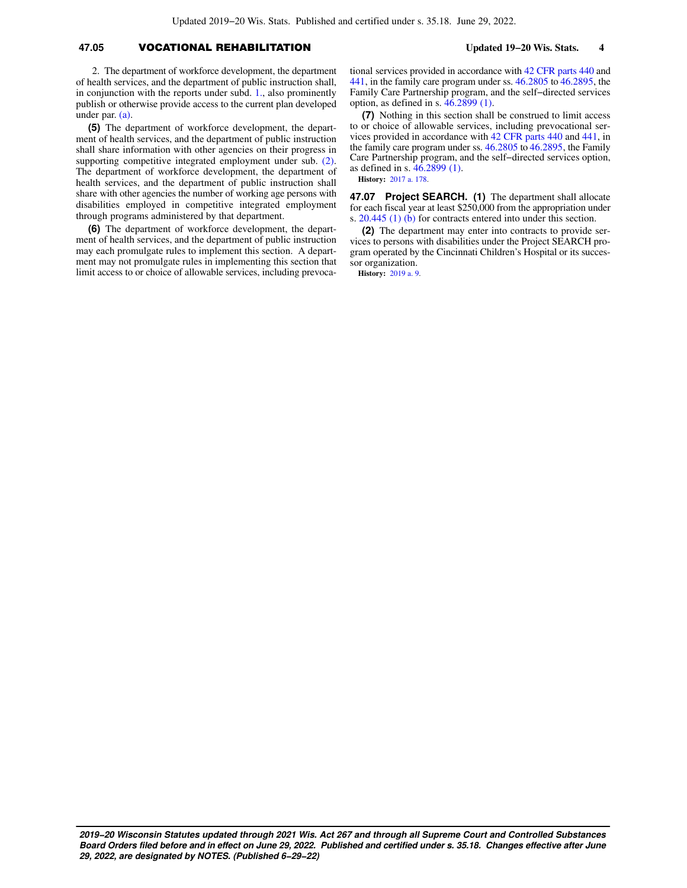2. The department of workforce development, the department of health services, and the department of public instruction shall, in conjunction with the reports under subd. 1., also prominently publish or otherwise provide access to the current plan developed under par. (a).

**(5)** The department of workforce development, the department of health services, and the department of public instruction shall share information with other agencies on their progress in supporting competitive integrated employment under sub. (2). The department of workforce development, the department of health services, and the department of public instruction shall share with other agencies the number of working age persons with disabilities employed in competitive integrated employment through programs administered by that department.

**(6)** The department of workforce development, the department of health services, and the department of public instruction may each promulgate rules to implement this section. A department may not promulgate rules in implementing this section that limit access to or choice of allowable services, including prevocational services provided in accordance with 42 CFR parts 440 and 441, in the family care program under ss. 46.2805 to 46.2895, the Family Care Partnership program, and the self−directed services option, as defined in s. 46.2899 (1).

**(7)** Nothing in this section shall be construed to limit access to or choice of allowable services, including prevocational services provided in accordance with 42 CFR parts 440 and 441, in the family care program under ss. 46.2805 to 46.2895, the Family Care Partnership program, and the self−directed services option, as defined in s. 46.2899 (1).

**History:** 2017 a. 178.

**47.07 Project SEARCH. (1)** The department shall allocate for each fiscal year at least $250,000 from the appropriation under s. 20.445 (1) (b) for contracts entered into under this section.

**(2)** The department may enter into contracts to provide services to persons with disabilities under the Project SEARCH program operated by the Cincinnati Children's Hospital or its successor organization.

**History:** 2019 a. 9.